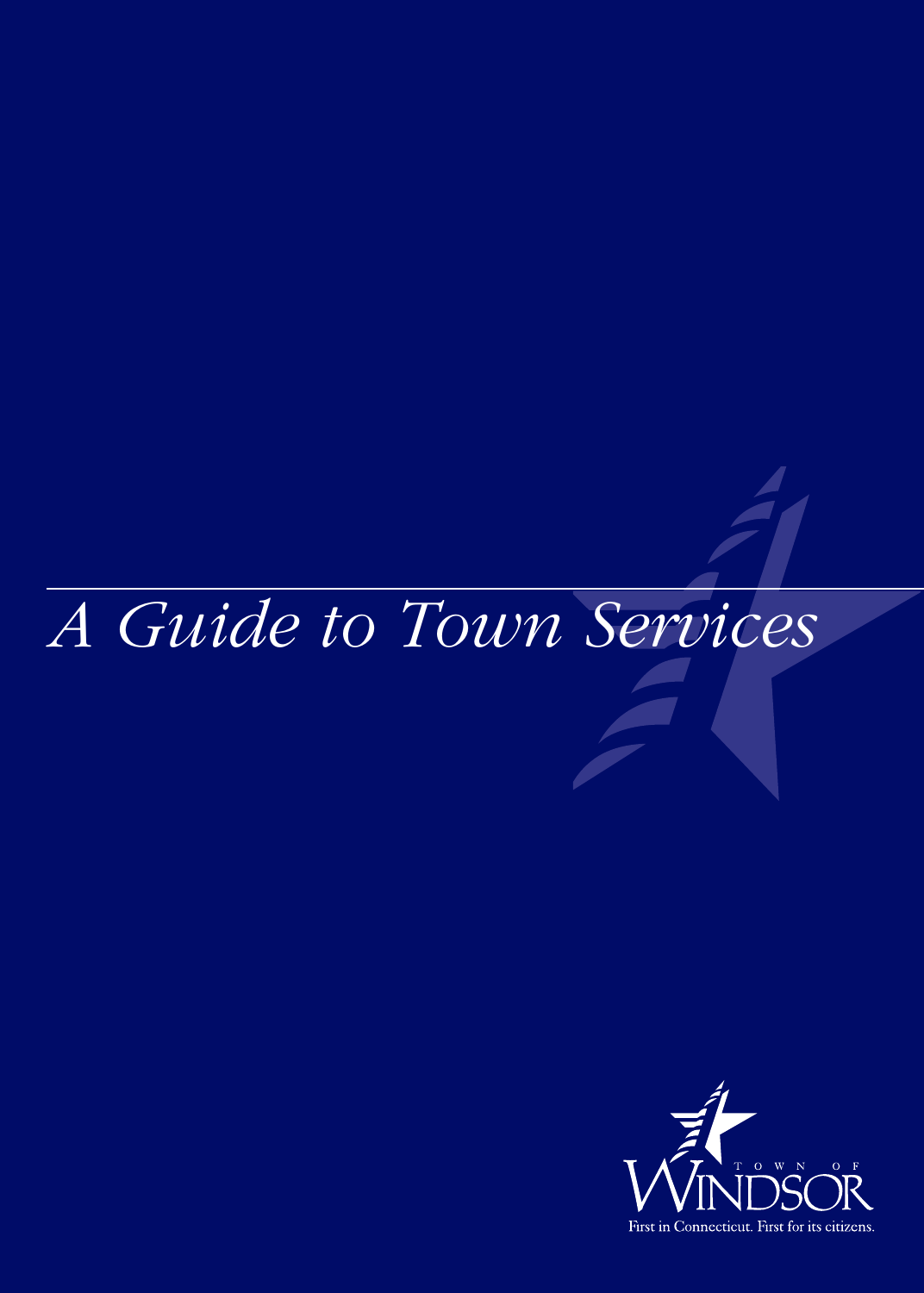# *A Guide to Town Services*

TOWN OF WINDSOR

First in Connecticut. First for its citizens.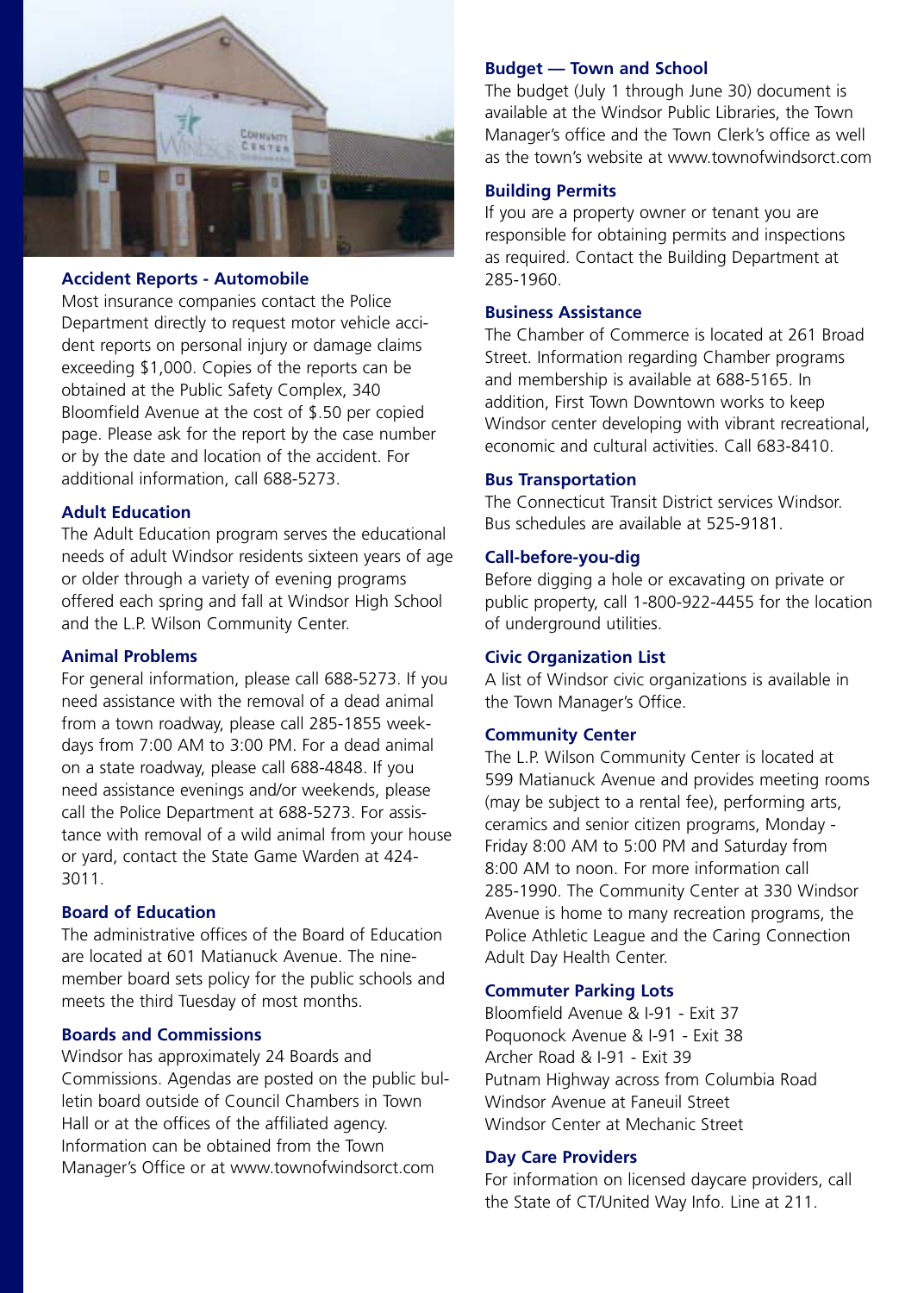### Accident Reports - Automobile

Most insurance companies contact the Police Department directly to request motor vehicle accident reports on personal injury or damage claims exceeding $1,000. Copies of the reports can be obtained at the Public Safety Complex, 340 Bloomfield Avenue at the cost of $.50 per copied page. Please ask for the report by the case number or by the date and location of the accident. For additional information, call 688-5273.

### Adult Education

The Adult Education program serves the educational needs of adult Windsor residents sixteen years of age or older through a variety of evening programs offered each spring and fall at Windsor High School and the L.P. Wilson Community Center.

### Animal Problems

For general information, please call 688-5273. If you need assistance with the removal of a dead animal from a town roadway, please call 285-1855 weekdays from 7:00 AM to 3:00 PM. For a dead animal on a state roadway, please call 688-4848. If you need assistance evenings and/or weekends, please call the Police Department at 688-5273. For assistance with removal of a wild animal from your house or yard, contact the State Game Warden at 424-3011.

### Board of Education

The administrative offices of the Board of Education are located at 601 Matianuck Avenue. The nine-member board sets policy for the public schools and meets the third Tuesday of most months.

### Boards and Commissions

Windsor has approximately 24 Boards and Commissions. Agendas are posted on the public bulletin board outside of Council Chambers in Town Hall or at the offices of the affiliated agency. Information can be obtained from the Town Manager's Office or at www.townofwindsorct.com

### Budget — Town and School

The budget (July 1 through June 30) document is available at the Windsor Public Libraries, the Town Manager's office and the Town Clerk's office as well as the town's website at www.townofwindsorct.com

### Building Permits

If you are a property owner or tenant you are responsible for obtaining permits and inspections as required. Contact the Building Department at 285-1960.

### Business Assistance

The Chamber of Commerce is located at 261 Broad Street. Information regarding Chamber programs and membership is available at 688-5165. In addition, First Town Downtown works to keep Windsor center developing with vibrant recreational, economic and cultural activities. Call 683-8410.

### Bus Transportation

The Connecticut Transit District services Windsor. Bus schedules are available at 525-9181.

### Call-before-you-dig

Before digging a hole or excavating on private or public property, call 1-800-922-4455 for the location of underground utilities.

### Civic Organization List

A list of Windsor civic organizations is available in the Town Manager's Office.

### Community Center

The L.P. Wilson Community Center is located at 599 Matianuck Avenue and provides meeting rooms (may be subject to a rental fee), performing arts, ceramics and senior citizen programs, Monday - Friday 8:00 AM to 5:00 PM and Saturday from 8:00 AM to noon. For more information call 285-1990. The Community Center at 330 Windsor Avenue is home to many recreation programs, the Police Athletic League and the Caring Connection Adult Day Health Center.

### Commuter Parking Lots

Bloomfield Avenue & I-91 - Exit 37
Poquonock Avenue & I-91 - Exit 38
Archer Road & I-91 - Exit 39
Putnam Highway across from Columbia Road
Windsor Avenue at Faneuil Street
Windsor Center at Mechanic Street

### Day Care Providers

For information on licensed daycare providers, call the State of CT/United Way Info. Line at 211.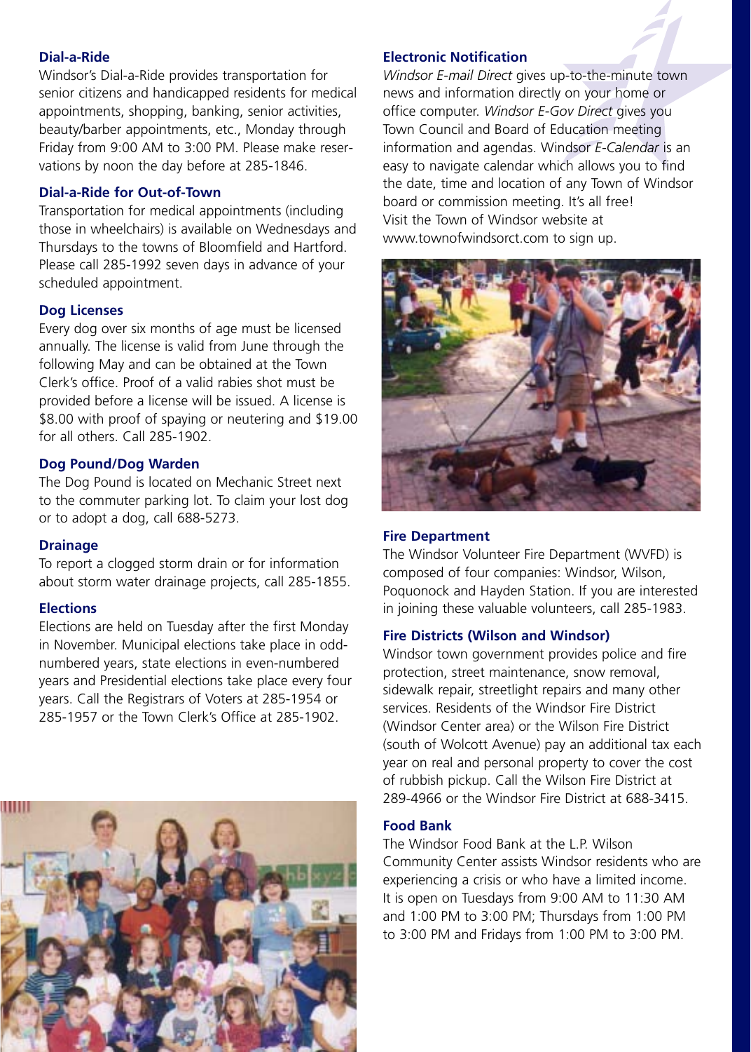### Dial-a-Ride

Windsor's Dial-a-Ride provides transportation for senior citizens and handicapped residents for medical appointments, shopping, banking, senior activities, beauty/barber appointments, etc., Monday through Friday from 9:00 AM to 3:00 PM. Please make reservations by noon the day before at 285-1846.

### Dial-a-Ride for Out-of-Town

Transportation for medical appointments (including those in wheelchairs) is available on Wednesdays and Thursdays to the towns of Bloomfield and Hartford. Please call 285-1992 seven days in advance of your scheduled appointment.

### Dog Licenses

Every dog over six months of age must be licensed annually. The license is valid from June through the following May and can be obtained at the Town Clerk's office. Proof of a valid rabies shot must be provided before a license will be issued. A license is $8.00 with proof of spaying or neutering and $19.00 for all others. Call 285-1902.

### Dog Pound/Dog Warden

The Dog Pound is located on Mechanic Street next to the commuter parking lot. To claim your lost dog or to adopt a dog, call 688-5273.

### Drainage

To report a clogged storm drain or for information about storm water drainage projects, call 285-1855.

### Elections

Elections are held on Tuesday after the first Monday in November. Municipal elections take place in odd-numbered years, state elections in even-numbered years and Presidential elections take place every four years. Call the Registrars of Voters at 285-1954 or 285-1957 or the Town Clerk's Office at 285-1902.

### Electronic Notification

*Windsor E-mail Direct* gives up-to-the-minute town news and information directly on your home or office computer. *Windsor E-Gov Direct* gives you Town Council and Board of Education meeting information and agendas. Windsor *E-Calendar* is an easy to navigate calendar which allows you to find the date, time and location of any Town of Windsor board or commission meeting. It's all free! Visit the Town of Windsor website at www.townofwindsorct.com to sign up.

### Fire Department

The Windsor Volunteer Fire Department (WVFD) is composed of four companies: Windsor, Wilson, Poquonock and Hayden Station. If you are interested in joining these valuable volunteers, call 285-1983.

### Fire Districts (Wilson and Windsor)

Windsor town government provides police and fire protection, street maintenance, snow removal, sidewalk repair, streetlight repairs and many other services. Residents of the Windsor Fire District (Windsor Center area) or the Wilson Fire District (south of Wolcott Avenue) pay an additional tax each year on real and personal property to cover the cost of rubbish pickup. Call the Wilson Fire District at 289-4966 or the Windsor Fire District at 688-3415.

### Food Bank

The Windsor Food Bank at the L.P. Wilson Community Center assists Windsor residents who are experiencing a crisis or who have a limited income. It is open on Tuesdays from 9:00 AM to 11:30 AM and 1:00 PM to 3:00 PM; Thursdays from 1:00 PM to 3:00 PM and Fridays from 1:00 PM to 3:00 PM.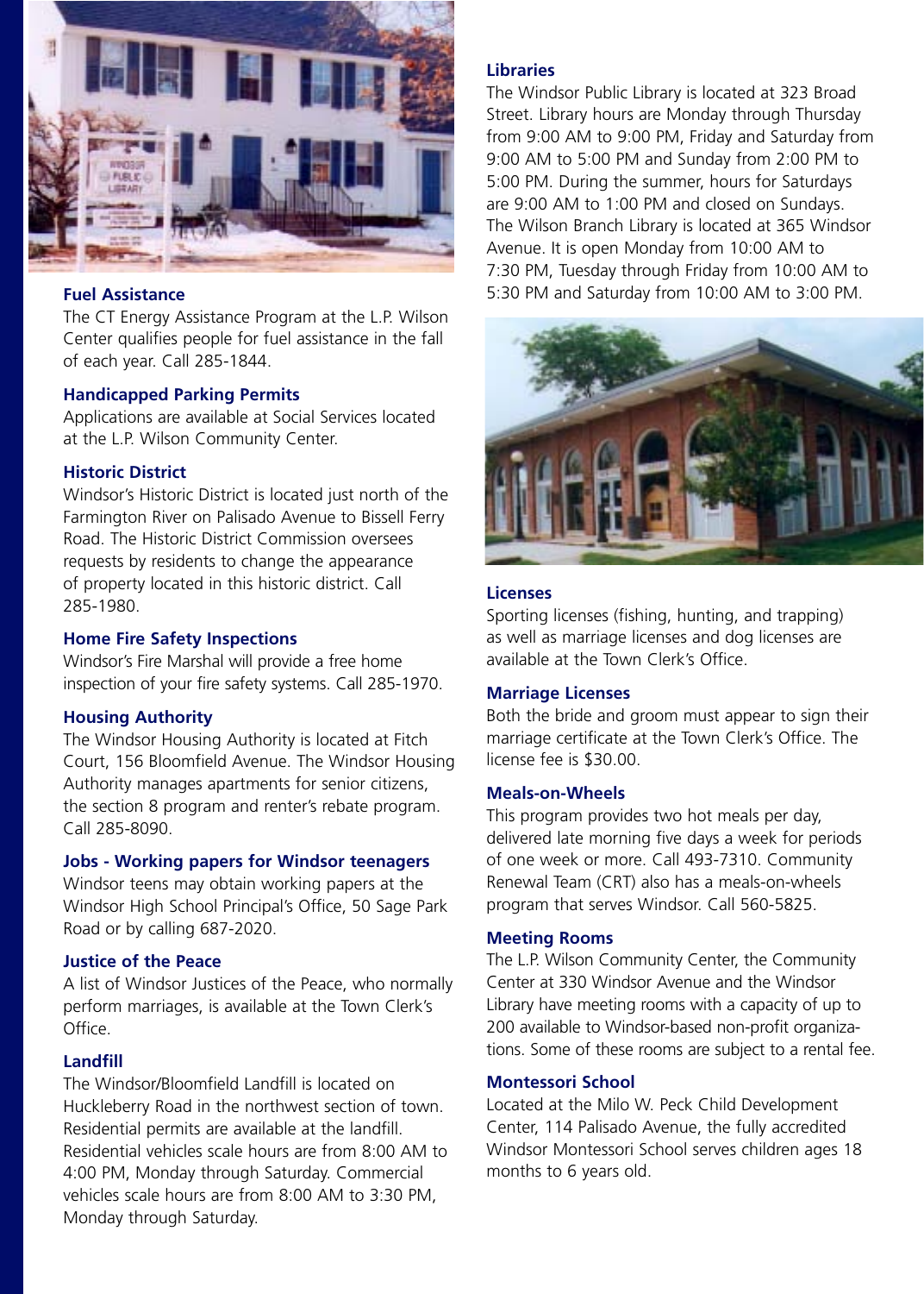### Fuel Assistance

The CT Energy Assistance Program at the L.P. Wilson Center qualifies people for fuel assistance in the fall of each year. Call 285-1844.

### Handicapped Parking Permits

Applications are available at Social Services located at the L.P. Wilson Community Center.

### Historic District

Windsor's Historic District is located just north of the Farmington River on Palisado Avenue to Bissell Ferry Road. The Historic District Commission oversees requests by residents to change the appearance of property located in this historic district. Call 285-1980.

### Home Fire Safety Inspections

Windsor's Fire Marshal will provide a free home inspection of your fire safety systems. Call 285-1970.

### Housing Authority

The Windsor Housing Authority is located at Fitch Court, 156 Bloomfield Avenue. The Windsor Housing Authority manages apartments for senior citizens, the section 8 program and renter's rebate program. Call 285-8090.

### Jobs - Working papers for Windsor teenagers

Windsor teens may obtain working papers at the Windsor High School Principal's Office, 50 Sage Park Road or by calling 687-2020.

### Justice of the Peace

A list of Windsor Justices of the Peace, who normally perform marriages, is available at the Town Clerk's Office.

### Landfill

The Windsor/Bloomfield Landfill is located on Huckleberry Road in the northwest section of town. Residential permits are available at the landfill. Residential vehicles scale hours are from 8:00 AM to 4:00 PM, Monday through Saturday. Commercial vehicles scale hours are from 8:00 AM to 3:30 PM, Monday through Saturday.

### Libraries

The Windsor Public Library is located at 323 Broad Street. Library hours are Monday through Thursday from 9:00 AM to 9:00 PM, Friday and Saturday from 9:00 AM to 5:00 PM and Sunday from 2:00 PM to 5:00 PM. During the summer, hours for Saturdays are 9:00 AM to 1:00 PM and closed on Sundays. The Wilson Branch Library is located at 365 Windsor Avenue. It is open Monday from 10:00 AM to 7:30 PM, Tuesday through Friday from 10:00 AM to 5:30 PM and Saturday from 10:00 AM to 3:00 PM.

### Licenses

Sporting licenses (fishing, hunting, and trapping) as well as marriage licenses and dog licenses are available at the Town Clerk's Office.

### Marriage Licenses

Both the bride and groom must appear to sign their marriage certificate at the Town Clerk's Office. The license fee is $30.00.

### Meals-on-Wheels

This program provides two hot meals per day, delivered late morning five days a week for periods of one week or more. Call 493-7310. Community Renewal Team (CRT) also has a meals-on-wheels program that serves Windsor. Call 560-5825.

### Meeting Rooms

The L.P. Wilson Community Center, the Community Center at 330 Windsor Avenue and the Windsor Library have meeting rooms with a capacity of up to 200 available to Windsor-based non-profit organizations. Some of these rooms are subject to a rental fee.

### Montessori School

Located at the Milo W. Peck Child Development Center, 114 Palisado Avenue, the fully accredited Windsor Montessori School serves children ages 18 months to 6 years old.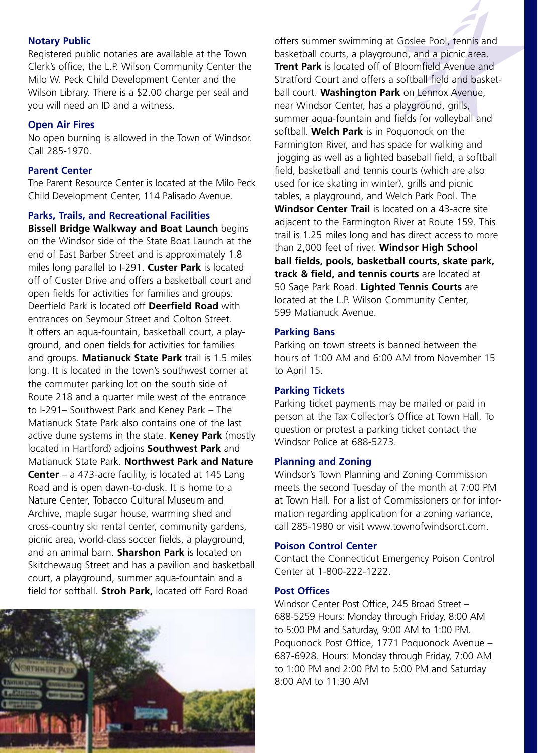### Notary Public

Registered public notaries are available at the Town Clerk's office, the L.P. Wilson Community Center the Milo W. Peck Child Development Center and the Wilson Library. There is a $2.00 charge per seal and you will need an ID and a witness.

### Open Air Fires

No open burning is allowed in the Town of Windsor. Call 285-1970.

### Parent Center

The Parent Resource Center is located at the Milo Peck Child Development Center, 114 Palisado Avenue.

### Parks, Trails, and Recreational Facilities

**Bissell Bridge Walkway and Boat Launch** begins on the Windsor side of the State Boat Launch at the end of East Barber Street and is approximately 1.8 miles long parallel to I-291. **Custer Park** is located off of Custer Drive and offers a basketball court and open fields for activities for families and groups. Deerfield Park is located off **Deerfield Road** with entrances on Seymour Street and Colton Street. It offers an aqua-fountain, basketball court, a playground, and open fields for activities for families and groups. **Matianuck State Park** trail is 1.5 miles long. It is located in the town's southwest corner at the commuter parking lot on the south side of Route 218 and a quarter mile west of the entrance to I-291– Southwest Park and Keney Park – The Matianuck State Park also contains one of the last active dune systems in the state. **Keney Park** (mostly located in Hartford) adjoins **Southwest Park** and Matianuck State Park. **Northwest Park and Nature Center** – a 473-acre facility, is located at 145 Lang Road and is open dawn-to-dusk. It is home to a Nature Center, Tobacco Cultural Museum and Archive, maple sugar house, warming shed and cross-country ski rental center, community gardens, picnic area, world-class soccer fields, a playground, and an animal barn. **Sharshon Park** is located on Skitchewaug Street and has a pavilion and basketball court, a playground, summer aqua-fountain and a field for softball. **Stroh Park,** located off Ford Road offers summer swimming at Goslee Pool, tennis and basketball courts, a playground, and a picnic area. **Trent Park** is located off of Bloomfield Avenue and Stratford Court and offers a softball field and basketball court. **Washington Park** on Lennox Avenue, near Windsor Center, has a playground, grills, summer aqua-fountain and fields for volleyball and softball. **Welch Park** is in Poquonock on the Farmington River, and has space for walking and jogging as well as a lighted baseball field, a softball field, basketball and tennis courts (which are also used for ice skating in winter), grills and picnic tables, a playground, and Welch Park Pool. The **Windsor Center Trail** is located on a 43-acre site adjacent to the Farmington River at Route 159. This trail is 1.25 miles long and has direct access to more than 2,000 feet of river. **Windsor High School ball fields, pools, basketball courts, skate park, track & field, and tennis courts** are located at 50 Sage Park Road. **Lighted Tennis Courts** are located at the L.P. Wilson Community Center, 599 Matianuck Avenue.

### Parking Bans

Parking on town streets is banned between the hours of 1:00 AM and 6:00 AM from November 15 to April 15.

### Parking Tickets

Parking ticket payments may be mailed or paid in person at the Tax Collector's Office at Town Hall. To question or protest a parking ticket contact the Windsor Police at 688-5273.

### Planning and Zoning

Windsor's Town Planning and Zoning Commission meets the second Tuesday of the month at 7:00 PM at Town Hall. For a list of Commissioners or for information regarding application for a zoning variance, call 285-1980 or visit www.townofwindsorct.com.

### Poison Control Center

Contact the Connecticut Emergency Poison Control Center at 1-800-222-1222.

### Post Offices

Windsor Center Post Office, 245 Broad Street – 688-5259 Hours: Monday through Friday, 8:00 AM to 5:00 PM and Saturday, 9:00 AM to 1:00 PM. Poquonock Post Office, 1771 Poquonock Avenue – 687-6928. Hours: Monday through Friday, 7:00 AM to 1:00 PM and 2:00 PM to 5:00 PM and Saturday 8:00 AM to 11:30 AM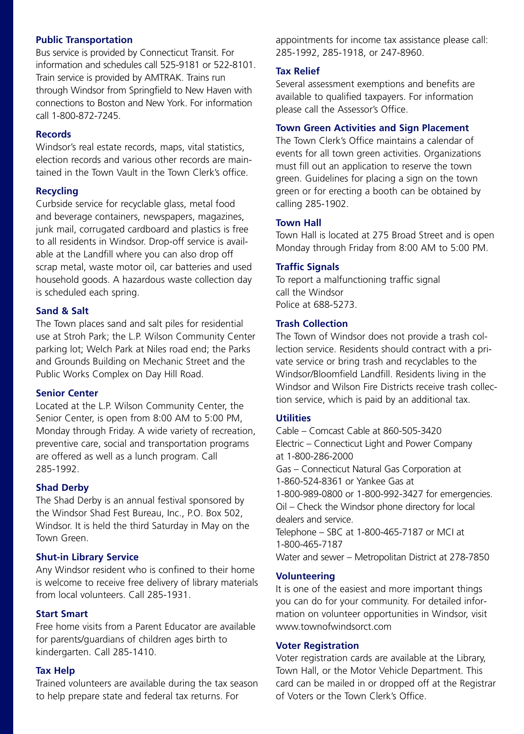### Public Transportation

Bus service is provided by Connecticut Transit. For information and schedules call 525-9181 or 522-8101. Train service is provided by AMTRAK. Trains run through Windsor from Springfield to New Haven with connections to Boston and New York. For information call 1-800-872-7245.

### Records

Windsor's real estate records, maps, vital statistics, election records and various other records are maintained in the Town Vault in the Town Clerk's office.

### Recycling

Curbside service for recyclable glass, metal food and beverage containers, newspapers, magazines, junk mail, corrugated cardboard and plastics is free to all residents in Windsor. Drop-off service is available at the Landfill where you can also drop off scrap metal, waste motor oil, car batteries and used household goods. A hazardous waste collection day is scheduled each spring.

### Sand & Salt

The Town places sand and salt piles for residential use at Stroh Park; the L.P. Wilson Community Center parking lot; Welch Park at Niles road end; the Parks and Grounds Building on Mechanic Street and the Public Works Complex on Day Hill Road.

### Senior Center

Located at the L.P. Wilson Community Center, the Senior Center, is open from 8:00 AM to 5:00 PM, Monday through Friday. A wide variety of recreation, preventive care, social and transportation programs are offered as well as a lunch program. Call 285-1992.

### Shad Derby

The Shad Derby is an annual festival sponsored by the Windsor Shad Fest Bureau, Inc., P.O. Box 502, Windsor. It is held the third Saturday in May on the Town Green.

### Shut-in Library Service

Any Windsor resident who is confined to their home is welcome to receive free delivery of library materials from local volunteers. Call 285-1931.

### Start Smart

Free home visits from a Parent Educator are available for parents/guardians of children ages birth to kindergarten. Call 285-1410.

### Tax Help

Trained volunteers are available during the tax season to help prepare state and federal tax returns. For appointments for income tax assistance please call: 285-1992, 285-1918, or 247-8960.

### Tax Relief

Several assessment exemptions and benefits are available to qualified taxpayers. For information please call the Assessor's Office.

### Town Green Activities and Sign Placement

The Town Clerk's Office maintains a calendar of events for all town green activities. Organizations must fill out an application to reserve the town green. Guidelines for placing a sign on the town green or for erecting a booth can be obtained by calling 285-1902.

### Town Hall

Town Hall is located at 275 Broad Street and is open Monday through Friday from 8:00 AM to 5:00 PM.

### Traffic Signals

To report a malfunctioning traffic signal call the Windsor Police at 688-5273.

### Trash Collection

The Town of Windsor does not provide a trash collection service. Residents should contract with a private service or bring trash and recyclables to the Windsor/Bloomfield Landfill. Residents living in the Windsor and Wilson Fire Districts receive trash collection service, which is paid by an additional tax.

### Utilities

Cable – Comcast Cable at 860-505-3420
Electric – Connecticut Light and Power Company at 1-800-286-2000
Gas – Connecticut Natural Gas Corporation at 1-860-524-8361 or Yankee Gas at 1-800-989-0800 or 1-800-992-3427 for emergencies.
Oil – Check the Windsor phone directory for local dealers and service.
Telephone – SBC at 1-800-465-7187 or MCI at 1-800-465-7187
Water and sewer – Metropolitan District at 278-7850

### Volunteering

It is one of the easiest and more important things you can do for your community. For detailed information on volunteer opportunities in Windsor, visit www.townofwindsorct.com

### Voter Registration

Voter registration cards are available at the Library, Town Hall, or the Motor Vehicle Department. This card can be mailed in or dropped off at the Registrar of Voters or the Town Clerk's Office.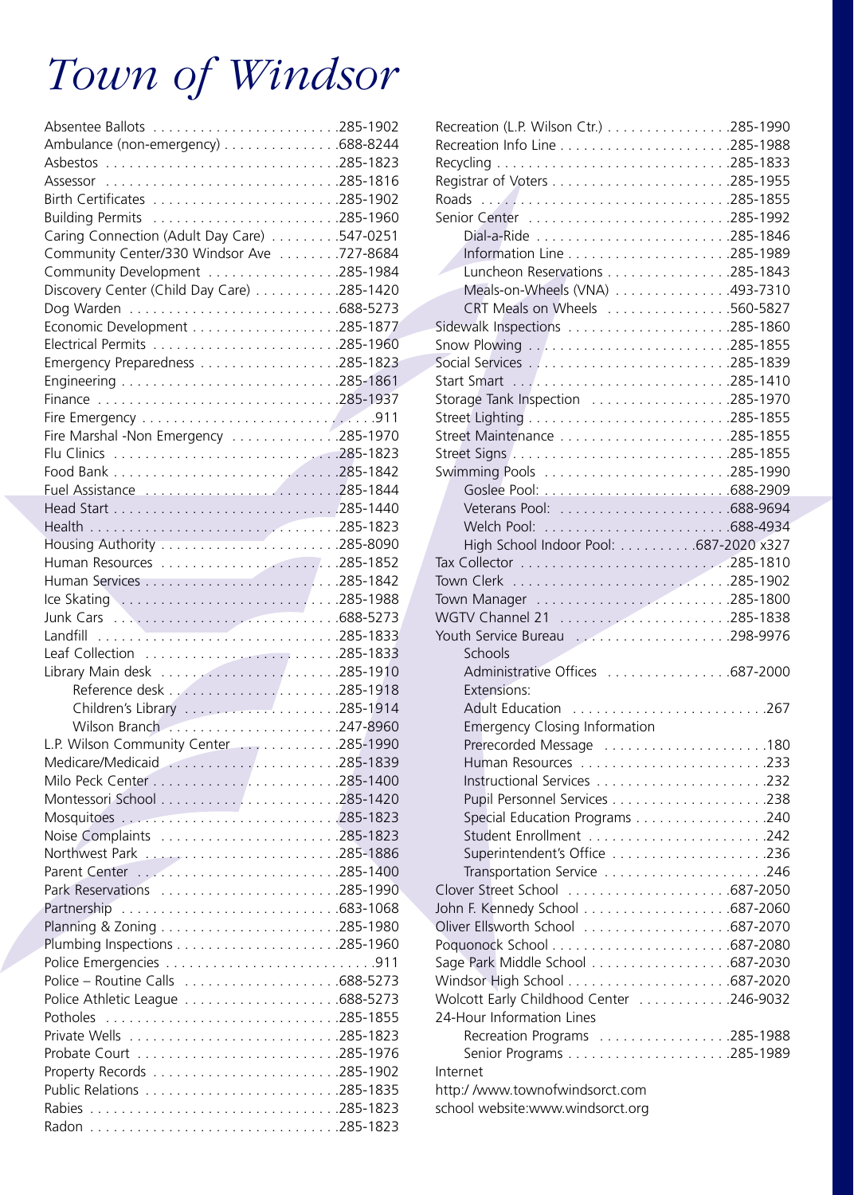# Town of Windsor

| Service | Phone |
|---|---|
| Absentee Ballots | 285-1902 |
| Ambulance (non-emergency) | 688-8244 |
| Asbestos | 285-1823 |
| Assessor | 285-1816 |
| Birth Certificates | 285-1902 |
| Building Permits | 285-1960 |
| Caring Connection (Adult Day Care) | 547-0251 |
| Community Center/330 Windsor Ave | 727-8684 |
| Community Development | 285-1984 |
| Discovery Center (Child Day Care) | 285-1420 |
| Dog Warden | 688-5273 |
| Economic Development | 285-1877 |
| Electrical Permits | 285-1960 |
| Emergency Preparedness | 285-1823 |
| Engineering | 285-1861 |
| Finance | 285-1937 |
| Fire Emergency | 911 |
| Fire Marshal -Non Emergency | 285-1970 |
| Flu Clinics | 285-1823 |
| Food Bank | 285-1842 |
| Fuel Assistance | 285-1844 |
| Head Start | 285-1440 |
| Health | 285-1823 |
| Housing Authority | 285-8090 |
| Human Resources | 285-1852 |
| Human Services | 285-1842 |
| Ice Skating | 285-1988 |
| Junk Cars | 688-5273 |
| Landfill | 285-1833 |
| Leaf Collection | 285-1833 |
| Library Main desk | 285-1910 |
| Reference desk | 285-1918 |
| Children's Library | 285-1914 |
| Wilson Branch | 247-8960 |
| L.P. Wilson Community Center | 285-1990 |
| Medicare/Medicaid | 285-1839 |
| Milo Peck Center | 285-1400 |
| Montessori School | 285-1420 |
| Mosquitoes | 285-1823 |
| Noise Complaints | 285-1823 |
| Northwest Park | 285-1886 |
| Parent Center | 285-1400 |
| Park Reservations | 285-1990 |
| Partnership | 683-1068 |
| Planning & Zoning | 285-1980 |
| Plumbing Inspections | 285-1960 |
| Police Emergencies | 911 |
| Police – Routine Calls | 688-5273 |
| Police Athletic League | 688-5273 |
| Potholes | 285-1855 |
| Private Wells | 285-1823 |
| Probate Court | 285-1976 |
| Property Records | 285-1902 |
| Public Relations | 285-1835 |
| Rabies | 285-1823 |
| Radon | 285-1823 |
| Recreation (L.P. Wilson Ctr.) | 285-1990 |
| Recreation Info Line | 285-1988 |
| Recycling | 285-1833 |
| Registrar of Voters | 285-1955 |
| Roads | 285-1855 |
| Senior Center | 285-1992 |
| Dial-a-Ride | 285-1846 |
| Information Line | 285-1989 |
| Luncheon Reservations | 285-1843 |
| Meals-on-Wheels (VNA) | 493-7310 |
| CRT Meals on Wheels | 560-5827 |
| Sidewalk Inspections | 285-1860 |
| Snow Plowing | 285-1855 |
| Social Services | 285-1839 |
| Start Smart | 285-1410 |
| Storage Tank Inspection | 285-1970 |
| Street Lighting | 285-1855 |
| Street Maintenance | 285-1855 |
| Street Signs | 285-1855 |
| Swimming Pools | 285-1990 |
| Goslee Pool: | 688-2909 |
| Veterans Pool: | 688-9694 |
| Welch Pool: | 688-4934 |
| High School Indoor Pool: | 687-2020 x327 |
| Tax Collector | 285-1810 |
| Town Clerk | 285-1902 |
| Town Manager | 285-1800 |
| WGTV Channel 21 | 285-1838 |
| Youth Service Bureau | 298-9976 |

**Schools**

| Service | Phone |
|---|---|
| Administrative Offices | 687-2000 |
| Extensions: | |
| Adult Education | 267 |
| Emergency Closing Information | |
| Prerecorded Message | 180 |
| Human Resources | 233 |
| Instructional Services | 232 |
| Pupil Personnel Services | 238 |
| Special Education Programs | 240 |
| Student Enrollment | 242 |
| Superintendent's Office | 236 |
| Transportation Service | 246 |
| Clover Street School | 687-2050 |
| John F. Kennedy School | 687-2060 |
| Oliver Ellsworth School | 687-2070 |
| Poquonock School | 687-2080 |
| Sage Park Middle School | 687-2030 |
| Windsor High School | 687-2020 |
| Wolcott Early Childhood Center | 246-9032 |

**24-Hour Information Lines**

| Service | Phone |
|---|---|
| Recreation Programs | 285-1988 |
| Senior Programs | 285-1989 |

**Internet**

http:/ /www.townofwindsorct.com

school website:www.windsorct.org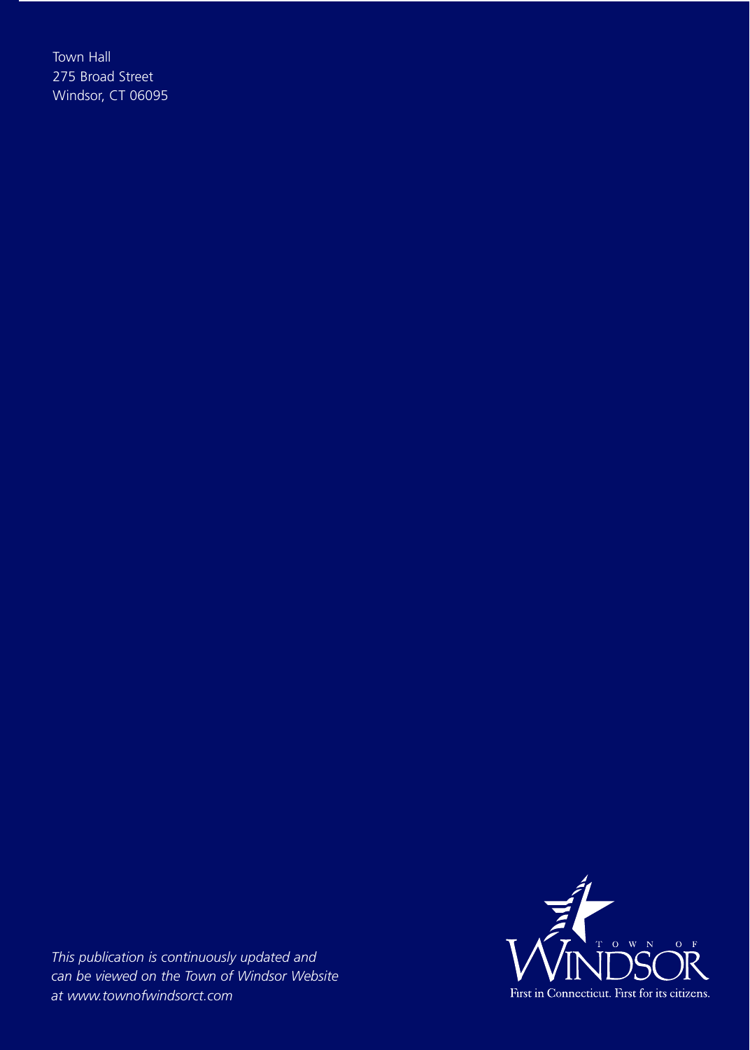Town Hall
275 Broad Street
Windsor, CT 06095

*This publication is continuously updated and can be viewed on the Town of Windsor Website at www.townofwindsorct.com*

TOWN OF WINDSOR
First in Connecticut. First for its citizens.